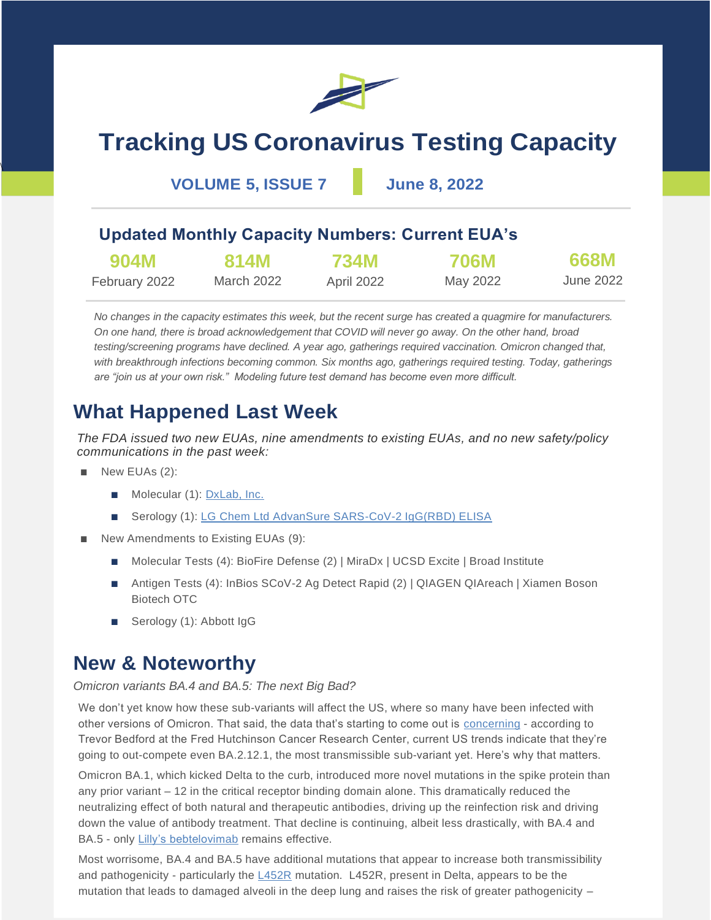# Tracking US Coronavirus Testing Capacity

**VOLUME 5, ISSUE 7** | **June 8, 2022**

## Updated Monthly Capacity Numbers: Current EUA's

| 904M | 814M | 734M | 706M | 668M |
|---|---|---|---|---|
| February 2022 | March 2022 | April 2022 | May 2022 | June 2022 |

*No changes in the capacity estimates this week, but the recent surge has created a quagmire for manufacturers. On one hand, there is broad acknowledgement that COVID will never go away. On the other hand, broad testing/screening programs have declined. A year ago, gatherings required vaccination. Omicron changed that, with breakthrough infections becoming common. Six months ago, gatherings required testing. Today, gatherings are "join us at your own risk." Modeling future test demand has become even more difficult.*

## What Happened Last Week

*The FDA issued two new EUAs, nine amendments to existing EUAs, and no new safety/policy communications in the past week:*

- New EUAs (2):
  - Molecular (1): DxLab, Inc.
  - Serology (1): LG Chem Ltd AdvanSure SARS-CoV-2 IgG(RBD) ELISA
- New Amendments to Existing EUAs (9):
  - Molecular Tests (4): BioFire Defense (2) | MiraDx | UCSD Excite | Broad Institute
  - Antigen Tests (4): InBios SCoV-2 Ag Detect Rapid (2) | QIAGEN QIAreach | Xiamen Boson Biotech OTC
  - Serology (1): Abbott IgG

## New & Noteworthy

*Omicron variants BA.4 and BA.5: The next Big Bad?*

We don't yet know how these sub-variants will affect the US, where so many have been infected with other versions of Omicron. That said, the data that's starting to come out is concerning - according to Trevor Bedford at the Fred Hutchinson Cancer Research Center, current US trends indicate that they're going to out-compete even BA.2.12.1, the most transmissible sub-variant yet. Here's why that matters.

Omicron BA.1, which kicked Delta to the curb, introduced more novel mutations in the spike protein than any prior variant – 12 in the critical receptor binding domain alone. This dramatically reduced the neutralizing effect of both natural and therapeutic antibodies, driving up the reinfection risk and driving down the value of antibody treatment. That decline is continuing, albeit less drastically, with BA.4 and BA.5 - only Lilly's bebtelovimab remains effective.

Most worrisome, BA.4 and BA.5 have additional mutations that appear to increase both transmissibility and pathogenicity - particularly the L452R mutation. L452R, present in Delta, appears to be the mutation that leads to damaged alveoli in the deep lung and raises the risk of greater pathogenicity –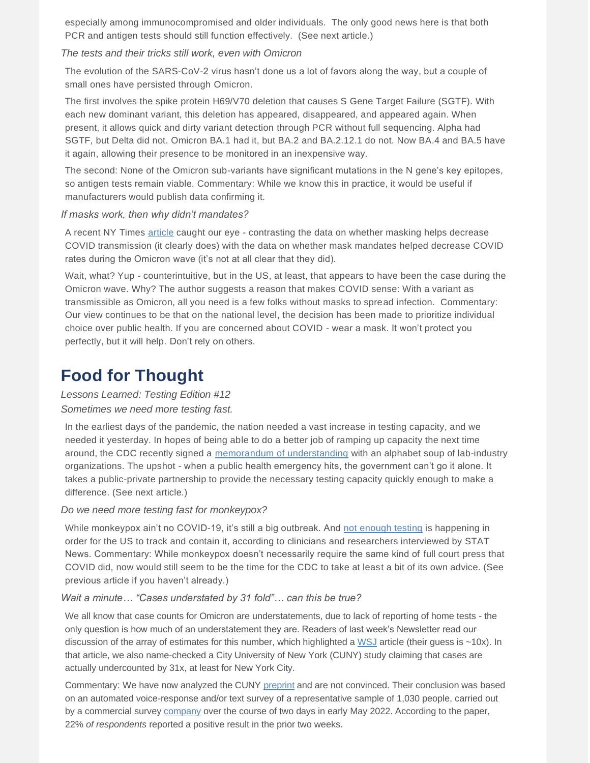especially among immunocompromised and older individuals. The only good news here is that both PCR and antigen tests should still function effectively. (See next article.)

*The tests and their tricks still work, even with Omicron*

The evolution of the SARS-CoV-2 virus hasn't done us a lot of favors along the way, but a couple of small ones have persisted through Omicron.

The first involves the spike protein H69/V70 deletion that causes S Gene Target Failure (SGTF). With each new dominant variant, this deletion has appeared, disappeared, and appeared again. When present, it allows quick and dirty variant detection through PCR without full sequencing. Alpha had SGTF, but Delta did not. Omicron BA.1 had it, but BA.2 and BA.2.12.1 do not. Now BA.4 and BA.5 have it again, allowing their presence to be monitored in an inexpensive way.

The second: None of the Omicron sub-variants have significant mutations in the N gene's key epitopes, so antigen tests remain viable. Commentary: While we know this in practice, it would be useful if manufacturers would publish data confirming it.

*If masks work, then why didn't mandates?*

A recent NY Times article caught our eye - contrasting the data on whether masking helps decrease COVID transmission (it clearly does) with the data on whether mask mandates helped decrease COVID rates during the Omicron wave (it's not at all clear that they did).

Wait, what? Yup - counterintuitive, but in the US, at least, that appears to have been the case during the Omicron wave. Why? The author suggests a reason that makes COVID sense: With a variant as transmissible as Omicron, all you need is a few folks without masks to spread infection. Commentary: Our view continues to be that on the national level, the decision has been made to prioritize individual choice over public health. If you are concerned about COVID - wear a mask. It won't protect you perfectly, but it will help. Don't rely on others.

# Food for Thought

*Lessons Learned: Testing Edition #12*

*Sometimes we need more testing fast.*

In the earliest days of the pandemic, the nation needed a vast increase in testing capacity, and we needed it yesterday. In hopes of being able to do a better job of ramping up capacity the next time around, the CDC recently signed a memorandum of understanding with an alphabet soup of lab-industry organizations. The upshot - when a public health emergency hits, the government can't go it alone. It takes a public-private partnership to provide the necessary testing capacity quickly enough to make a difference. (See next article.)

*Do we need more testing fast for monkeypox?*

While monkeypox ain't no COVID-19, it's still a big outbreak. And not enough testing is happening in order for the US to track and contain it, according to clinicians and researchers interviewed by STAT News. Commentary: While monkeypox doesn't necessarily require the same kind of full court press that COVID did, now would still seem to be the time for the CDC to take at least a bit of its own advice. (See previous article if you haven't already.)

*Wait a minute… "Cases understated by 31 fold"… can this be true?*

We all know that case counts for Omicron are understatements, due to lack of reporting of home tests - the only question is how much of an understatement they are. Readers of last week's Newsletter read our discussion of the array of estimates for this number, which highlighted a WSJ article (their guess is ~10x). In that article, we also name-checked a City University of New York (CUNY) study claiming that cases are actually undercounted by 31x, at least for New York City.

Commentary: We have now analyzed the CUNY preprint and are not convinced. Their conclusion was based on an automated voice-response and/or text survey of a representative sample of 1,030 people, carried out by a commercial survey company over the course of two days in early May 2022. According to the paper, 22% *of respondents* reported a positive result in the prior two weeks.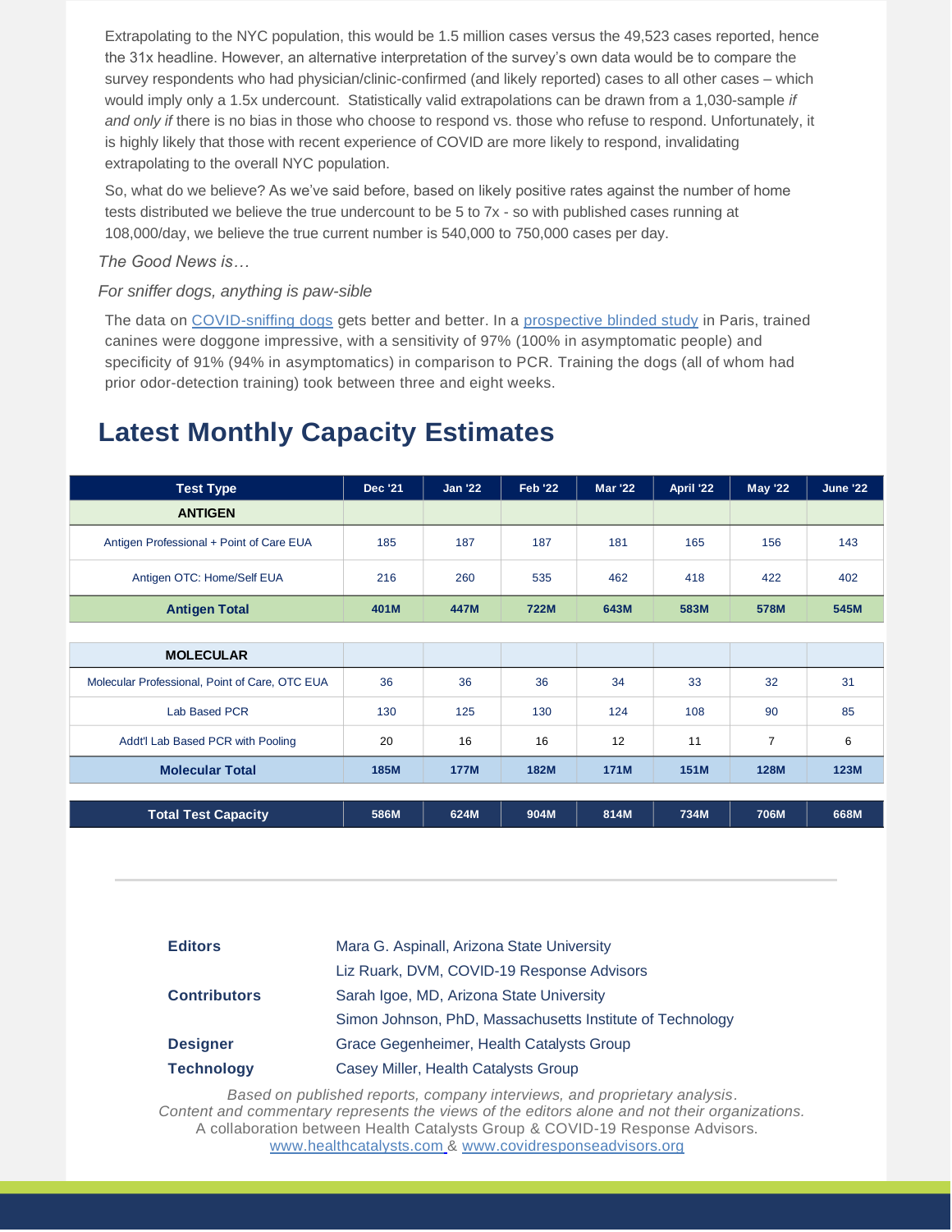Extrapolating to the NYC population, this would be 1.5 million cases versus the 49,523 cases reported, hence the 31x headline. However, an alternative interpretation of the survey's own data would be to compare the survey respondents who had physician/clinic-confirmed (and likely reported) cases to all other cases – which would imply only a 1.5x undercount. Statistically valid extrapolations can be drawn from a 1,030-sample *if and only if* there is no bias in those who choose to respond vs. those who refuse to respond. Unfortunately, it is highly likely that those with recent experience of COVID are more likely to respond, invalidating extrapolating to the overall NYC population.

So, what do we believe? As we've said before, based on likely positive rates against the number of home tests distributed we believe the true undercount to be 5 to 7x - so with published cases running at 108,000/day, we believe the true current number is 540,000 to 750,000 cases per day.

*The Good News is…*

*For sniffer dogs, anything is paw-sible*

The data on [COVID-sniffing dogs] gets better and better. In a [prospective blinded study] in Paris, trained canines were doggone impressive, with a sensitivity of 97% (100% in asymptomatic people) and specificity of 91% (94% in asymptomatics) in comparison to PCR. Training the dogs (all of whom had prior odor-detection training) took between three and eight weeks.

## Latest Monthly Capacity Estimates

| Test Type | Dec '21 | Jan '22 | Feb '22 | Mar '22 | April '22 | May '22 | June '22 |
|---|---|---|---|---|---|---|---|
| **ANTIGEN** | | | | | | | |
| Antigen Professional + Point of Care EUA | 185 | 187 | 187 | 181 | 165 | 156 | 143 |
| Antigen OTC: Home/Self EUA | 216 | 260 | 535 | 462 | 418 | 422 | 402 |
| **Antigen Total** | **401M** | **447M** | **722M** | **643M** | **583M** | **578M** | **545M** |
| **MOLECULAR** | | | | | | | |
| Molecular Professional, Point of Care, OTC EUA | 36 | 36 | 36 | 34 | 33 | 32 | 31 |
| Lab Based PCR | 130 | 125 | 130 | 124 | 108 | 90 | 85 |
| Addt'l Lab Based PCR with Pooling | 20 | 16 | 16 | 12 | 11 | 7 | 6 |
| **Molecular Total** | **185M** | **177M** | **182M** | **171M** | **151M** | **128M** | **123M** |
| **Total Test Capacity** | **586M** | **624M** | **904M** | **814M** | **734M** | **706M** | **668M** |

---

**Editors** Mara G. Aspinall, Arizona State University
Liz Ruark, DVM, COVID-19 Response Advisors

**Contributors** Sarah Igoe, MD, Arizona State University
Simon Johnson, PhD, Massachusetts Institute of Technology

**Designer** Grace Gegenheimer, Health Catalysts Group

**Technology** Casey Miller, Health Catalysts Group

*Based on published reports, company interviews, and proprietary analysis.*
*Content and commentary represents the views of the editors alone and not their organizations.*
A collaboration between Health Catalysts Group & COVID-19 Response Advisors.
www.healthcatalysts.com & www.covidresponseadvisors.org